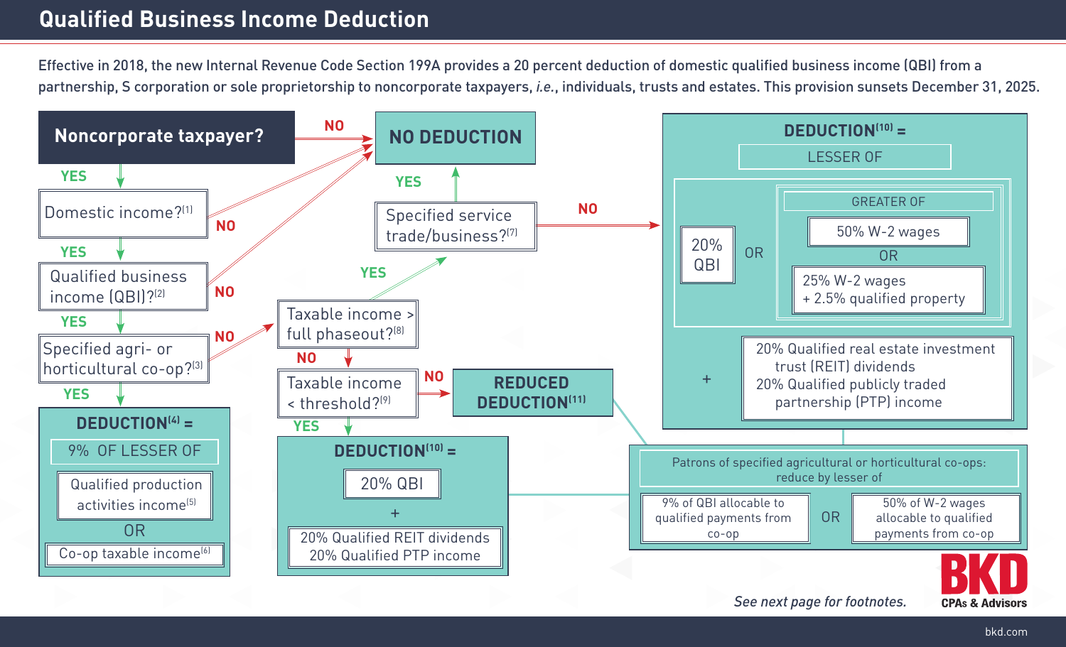# Qualified Business Income Deduction

Effective in 2018, the new Internal Revenue Code Section 199A provides a 20 percent deduction of domestic qualified business income (QBI) from a partnership, S corporation or sole proprietorship to noncorporate taxpayers, *i.e.*, individuals, trusts and estates. This provision sunsets December 31, 2025.

**Noncorporate taxpayer?**
- NO → **NO DEDUCTION**
- YES → Domestic income?[1]

**Domestic income?**[1]
- NO → **NO DEDUCTION**
- YES → Qualified business income (QBI)?[2]

**Qualified business income (QBI)?**[2]
- NO → **NO DEDUCTION**
- YES → Specified agri- or horticultural co-op?[3]

**Specified agri- or horticultural co-op?**[3]
- NO → Taxable income > full phaseout?[8]
- YES → **DEDUCTION[4] =**
  - 9% OF LESSER OF
    - Qualified production activities income[5]
    - OR
    - Co-op taxable income[6]

**Taxable income > full phaseout?**[8]
- YES → Specified service trade/business?[7]
- NO → Taxable income < threshold?[9]

**Specified service trade/business?**[7]
- YES → **NO DEDUCTION**
- NO → **DEDUCTION[10] =**
  - LESSER OF
    - 20% QBI
    - OR
    - GREATER OF
      - 50% W-2 wages
      - OR
      - 25% W-2 wages + 2.5% qualified property
  - \+
    - 20% Qualified real estate investment trust (REIT) dividends
    - 20% Qualified publicly traded partnership (PTP) income

**Taxable income < threshold?**[9]
- NO → **REDUCED DEDUCTION[11]**
- YES → **DEDUCTION[10] =**
  - 20% QBI
  - \+
  - 20% Qualified REIT dividends
  - 20% Qualified PTP income

Patrons of specified agricultural or horticultural co-ops: reduce by lesser of
- 9% of QBI allocable to qualified payments from co-op
- OR
- 50% of W-2 wages allocable to qualified payments from co-op

*See next page for footnotes.*

BKD CPAs & Advisors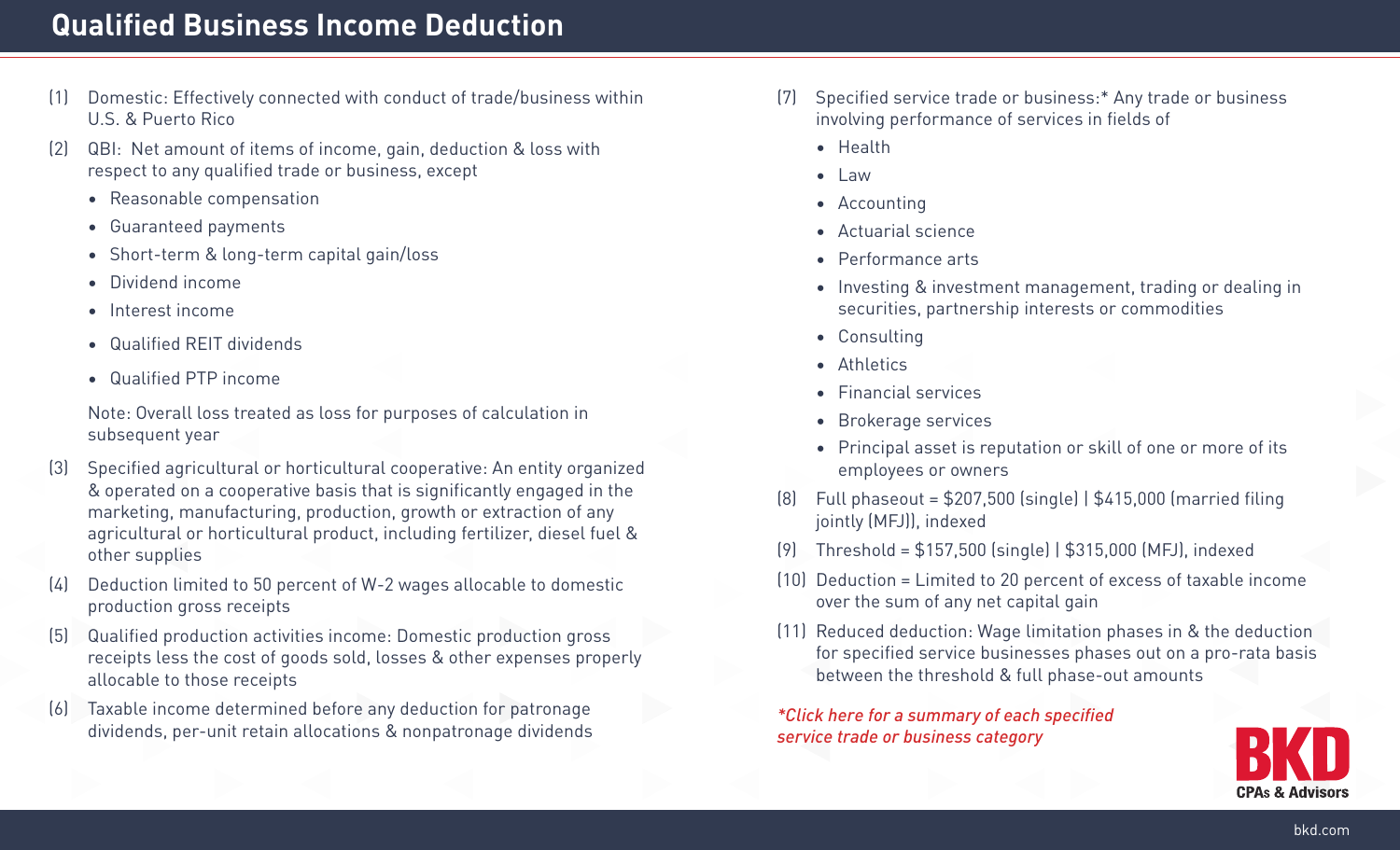# Qualified Business Income Deduction

(1) Domestic: Effectively connected with conduct of trade/business within U.S. & Puerto Rico

(2) QBI: Net amount of items of income, gain, deduction & loss with respect to any qualified trade or business, except

- Reasonable compensation
- Guaranteed payments
- Short-term & long-term capital gain/loss
- Dividend income
- Interest income
- Qualified REIT dividends
- Qualified PTP income

Note: Overall loss treated as loss for purposes of calculation in subsequent year

(3) Specified agricultural or horticultural cooperative: An entity organized & operated on a cooperative basis that is significantly engaged in the marketing, manufacturing, production, growth or extraction of any agricultural or horticultural product, including fertilizer, diesel fuel & other supplies

(4) Deduction limited to 50 percent of W-2 wages allocable to domestic production gross receipts

(5) Qualified production activities income: Domestic production gross receipts less the cost of goods sold, losses & other expenses properly allocable to those receipts

(6) Taxable income determined before any deduction for patronage dividends, per-unit retain allocations & nonpatronage dividends

(7) Specified service trade or business:* Any trade or business involving performance of services in fields of

- Health
- Law
- Accounting
- Actuarial science
- Performance arts
- Investing & investment management, trading or dealing in securities, partnership interests or commodities
- Consulting
- Athletics
- Financial services
- Brokerage services
- Principal asset is reputation or skill of one or more of its employees or owners

(8) Full phaseout = $207,500 (single) | $415,000 (married filing jointly (MFJ)), indexed

(9) Threshold = $157,500 (single) | $315,000 (MFJ), indexed

(10) Deduction = Limited to 20 percent of excess of taxable income over the sum of any net capital gain

(11) Reduced deduction: Wage limitation phases in & the deduction for specified service businesses phases out on a pro-rata basis between the threshold & full phase-out amounts

*\*Click here for a summary of each specified service trade or business category*

**BKD**
CPAs & Advisors

bkd.com